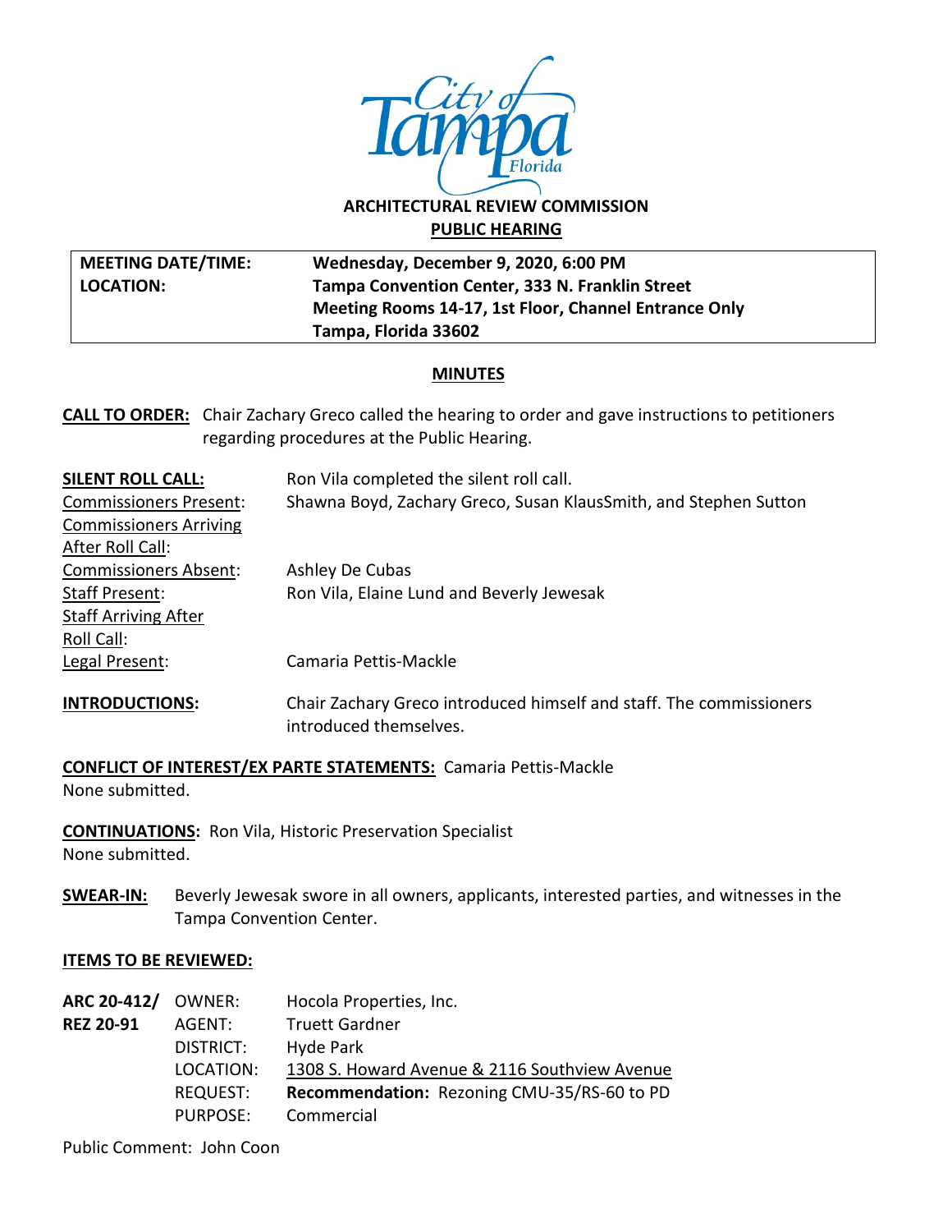City of Tampa Florida

# ARCHITECTURAL REVIEW COMMISSION

## PUBLIC HEARING

| **MEETING DATE/TIME:** | **Wednesday, December 9, 2020, 6:00 PM** |
|---|---|
| **LOCATION:** | **Tampa Convention Center, 333 N. Franklin Street** |
| | **Meeting Rooms 14-17, 1st Floor, Channel Entrance Only** |
| | **Tampa, Florida 33602** |

## MINUTES

**CALL TO ORDER:** Chair Zachary Greco called the hearing to order and gave instructions to petitioners regarding procedures at the Public Hearing.

**SILENT ROLL CALL:** Ron Vila completed the silent roll call.

Commissioners Present: Shawna Boyd, Zachary Greco, Susan KlausSmith, and Stephen Sutton

Commissioners Arriving After Roll Call:

Commissioners Absent: Ashley De Cubas

Staff Present: Ron Vila, Elaine Lund and Beverly Jewesak

Staff Arriving After Roll Call:

Legal Present: Camaria Pettis-Mackle

**INTRODUCTIONS:** Chair Zachary Greco introduced himself and staff. The commissioners introduced themselves.

**CONFLICT OF INTEREST/EX PARTE STATEMENTS:** Camaria Pettis-Mackle
None submitted.

**CONTINUATIONS:** Ron Vila, Historic Preservation Specialist
None submitted.

**SWEAR-IN:** Beverly Jewesak swore in all owners, applicants, interested parties, and witnesses in the Tampa Convention Center.

**ITEMS TO BE REVIEWED:**

**ARC 20-412/ REZ 20-91**

OWNER: Hocola Properties, Inc.
AGENT: Truett Gardner
DISTRICT: Hyde Park
LOCATION: 1308 S. Howard Avenue & 2116 Southview Avenue
REQUEST: **Recommendation:** Rezoning CMU-35/RS-60 to PD
PURPOSE: Commercial

Public Comment: John Coon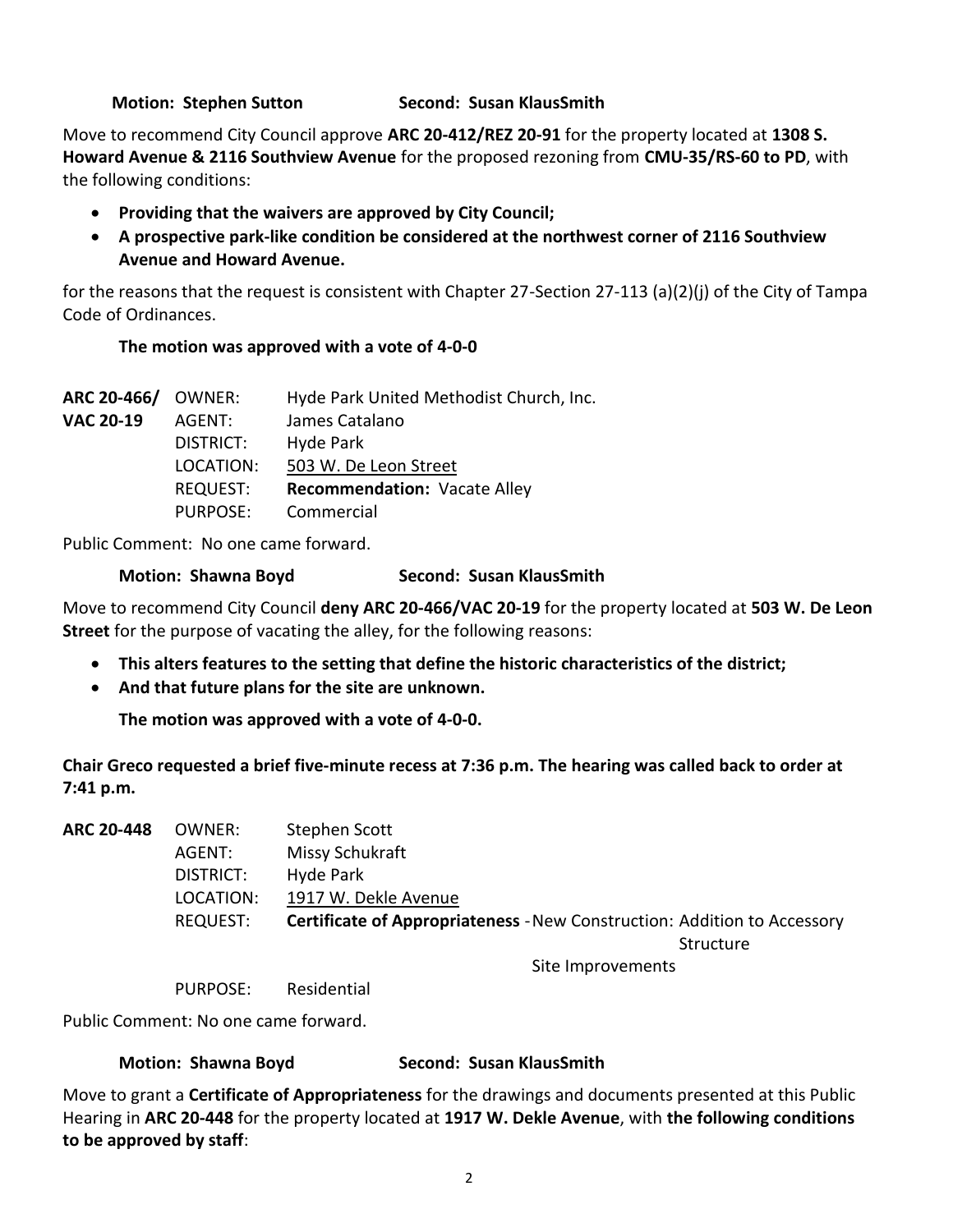**Motion: Stephen Sutton** **Second: Susan KlausSmith**

Move to recommend City Council approve **ARC 20-412/REZ 20-91** for the property located at **1308 S. Howard Avenue & 2116 Southview Avenue** for the proposed rezoning from **CMU-35/RS-60 to PD**, with the following conditions:

- **Providing that the waivers are approved by City Council;**
- **A prospective park-like condition be considered at the northwest corner of 2116 Southview Avenue and Howard Avenue.**

for the reasons that the request is consistent with Chapter 27-Section 27-113 (a)(2)(j) of the City of Tampa Code of Ordinances.

**The motion was approved with a vote of 4-0-0**

| | | |
|---|---|---|
| **ARC 20-466/ VAC 20-19** | OWNER: | Hyde Park United Methodist Church, Inc. |
| | AGENT: | James Catalano |
| | DISTRICT: | Hyde Park |
| | LOCATION: | 503 W. De Leon Street |
| | REQUEST: | **Recommendation:** Vacate Alley |
| | PURPOSE: | Commercial |

Public Comment: No one came forward.

**Motion: Shawna Boyd** **Second: Susan KlausSmith**

Move to recommend City Council **deny ARC 20-466/VAC 20-19** for the property located at **503 W. De Leon Street** for the purpose of vacating the alley, for the following reasons:

- **This alters features to the setting that define the historic characteristics of the district;**
- **And that future plans for the site are unknown.**

**The motion was approved with a vote of 4-0-0.**

**Chair Greco requested a brief five-minute recess at 7:36 p.m. The hearing was called back to order at 7:41 p.m.**

| | | |
|---|---|---|
| **ARC 20-448** | OWNER: | Stephen Scott |
| | AGENT: | Missy Schukraft |
| | DISTRICT: | Hyde Park |
| | LOCATION: | 1917 W. Dekle Avenue |
| | REQUEST: | **Certificate of Appropriateness** - New Construction: Addition to Accessory Structure<br>Site Improvements |
| | PURPOSE: | Residential |

Public Comment: No one came forward.

**Motion: Shawna Boyd** **Second: Susan KlausSmith**

Move to grant a **Certificate of Appropriateness** for the drawings and documents presented at this Public Hearing in **ARC 20-448** for the property located at **1917 W. Dekle Avenue**, with **the following conditions to be approved by staff**: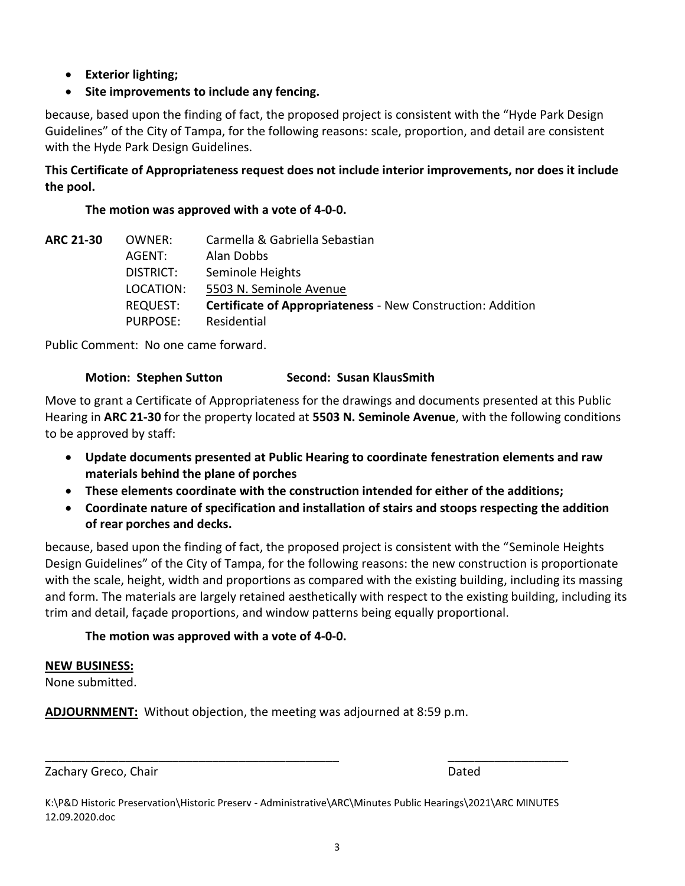- **Exterior lighting;**
- **Site improvements to include any fencing.**

because, based upon the finding of fact, the proposed project is consistent with the "Hyde Park Design Guidelines" of the City of Tampa, for the following reasons: scale, proportion, and detail are consistent with the Hyde Park Design Guidelines.

**This Certificate of Appropriateness request does not include interior improvements, nor does it include the pool.**

**The motion was approved with a vote of 4-0-0.**

| | | |
|---|---|---|
| **ARC 21-30** | OWNER: | Carmella & Gabriella Sebastian |
| | AGENT: | Alan Dobbs |
| | DISTRICT: | Seminole Heights |
| | LOCATION: | 5503 N. Seminole Avenue |
| | REQUEST: | **Certificate of Appropriateness** - New Construction: Addition |
| | PURPOSE: | Residential |

Public Comment: No one came forward.

**Motion: Stephen Sutton** **Second: Susan KlausSmith**

Move to grant a Certificate of Appropriateness for the drawings and documents presented at this Public Hearing in **ARC 21-30** for the property located at **5503 N. Seminole Avenue**, with the following conditions to be approved by staff:

- **Update documents presented at Public Hearing to coordinate fenestration elements and raw materials behind the plane of porches**
- **These elements coordinate with the construction intended for either of the additions;**
- **Coordinate nature of specification and installation of stairs and stoops respecting the addition of rear porches and decks.**

because, based upon the finding of fact, the proposed project is consistent with the "Seminole Heights Design Guidelines" of the City of Tampa, for the following reasons: the new construction is proportionate with the scale, height, width and proportions as compared with the existing building, including its massing and form. The materials are largely retained aesthetically with respect to the existing building, including its trim and detail, façade proportions, and window patterns being equally proportional.

**The motion was approved with a vote of 4-0-0.**

**NEW BUSINESS:**
None submitted.

**ADJOURNMENT:** Without objection, the meeting was adjourned at 8:59 p.m.

_____________________________________________ __________________

Zachary Greco, Chair Dated

K:\P&D Historic Preservation\Historic Preserv - Administrative\ARC\Minutes Public Hearings\2021\ARC MINUTES 12.09.2020.doc